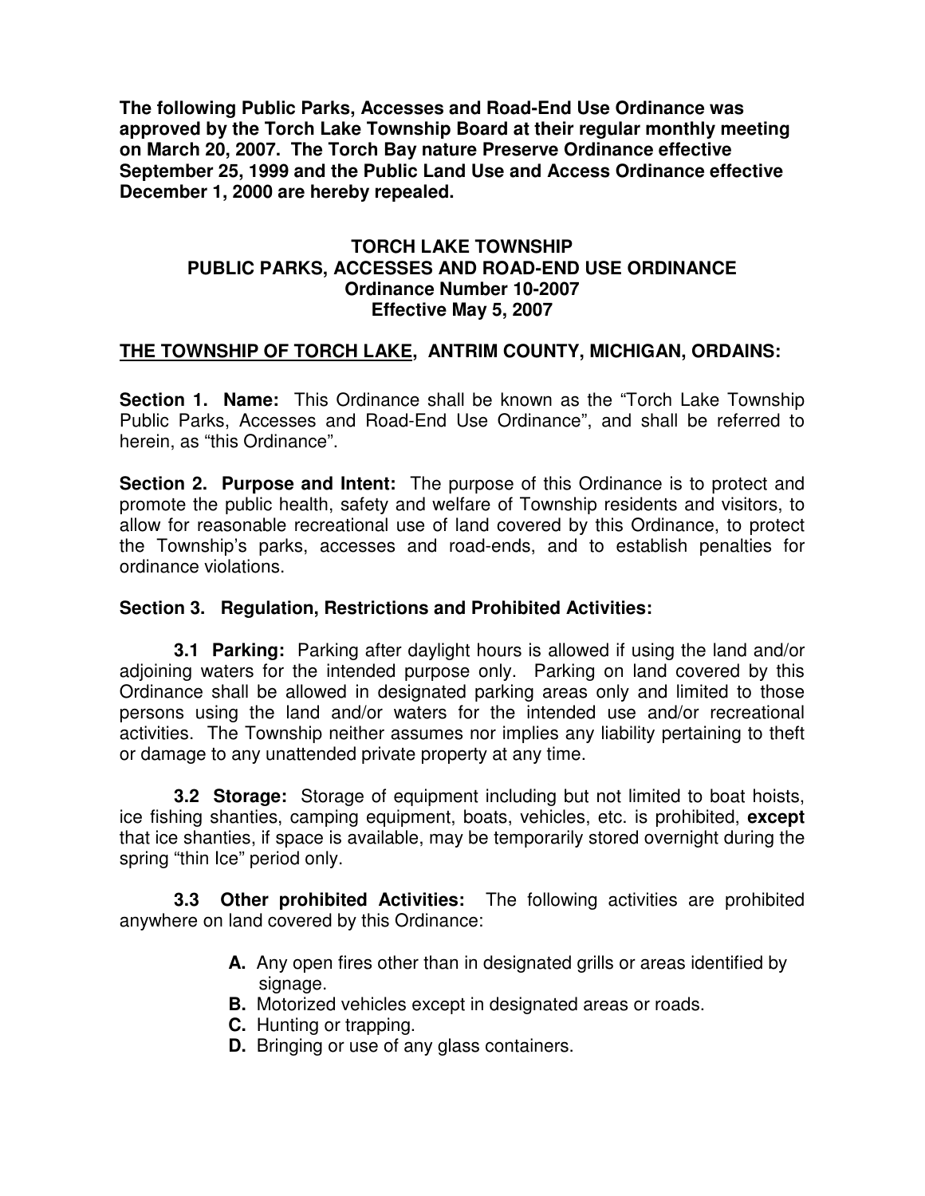**The following Public Parks, Accesses and Road-End Use Ordinance was approved by the Torch Lake Township Board at their regular monthly meeting on March 20, 2007. The Torch Bay nature Preserve Ordinance effective September 25, 1999 and the Public Land Use and Access Ordinance effective December 1, 2000 are hereby repealed.**

# TORCH LAKE TOWNSHIP
# PUBLIC PARKS, ACCESSES AND ROAD-END USE ORDINANCE
## Ordinance Number 10-2007
## Effective May 5, 2007

**<u>THE TOWNSHIP OF TORCH LAKE</u>, ANTRIM COUNTY, MICHIGAN, ORDAINS:**

**Section 1. Name:** This Ordinance shall be known as the "Torch Lake Township Public Parks, Accesses and Road-End Use Ordinance", and shall be referred to herein, as "this Ordinance".

**Section 2. Purpose and Intent:** The purpose of this Ordinance is to protect and promote the public health, safety and welfare of Township residents and visitors, to allow for reasonable recreational use of land covered by this Ordinance, to protect the Township's parks, accesses and road-ends, and to establish penalties for ordinance violations.

**Section 3. Regulation, Restrictions and Prohibited Activities:**

**3.1 Parking:** Parking after daylight hours is allowed if using the land and/or adjoining waters for the intended purpose only. Parking on land covered by this Ordinance shall be allowed in designated parking areas only and limited to those persons using the land and/or waters for the intended use and/or recreational activities. The Township neither assumes nor implies any liability pertaining to theft or damage to any unattended private property at any time.

**3.2 Storage:** Storage of equipment including but not limited to boat hoists, ice fishing shanties, camping equipment, boats, vehicles, etc. is prohibited, **except** that ice shanties, if space is available, may be temporarily stored overnight during the spring "thin Ice" period only.

**3.3 Other prohibited Activities:** The following activities are prohibited anywhere on land covered by this Ordinance:

- **A.** Any open fires other than in designated grills or areas identified by signage.
- **B.** Motorized vehicles except in designated areas or roads.
- **C.** Hunting or trapping.
- **D.** Bringing or use of any glass containers.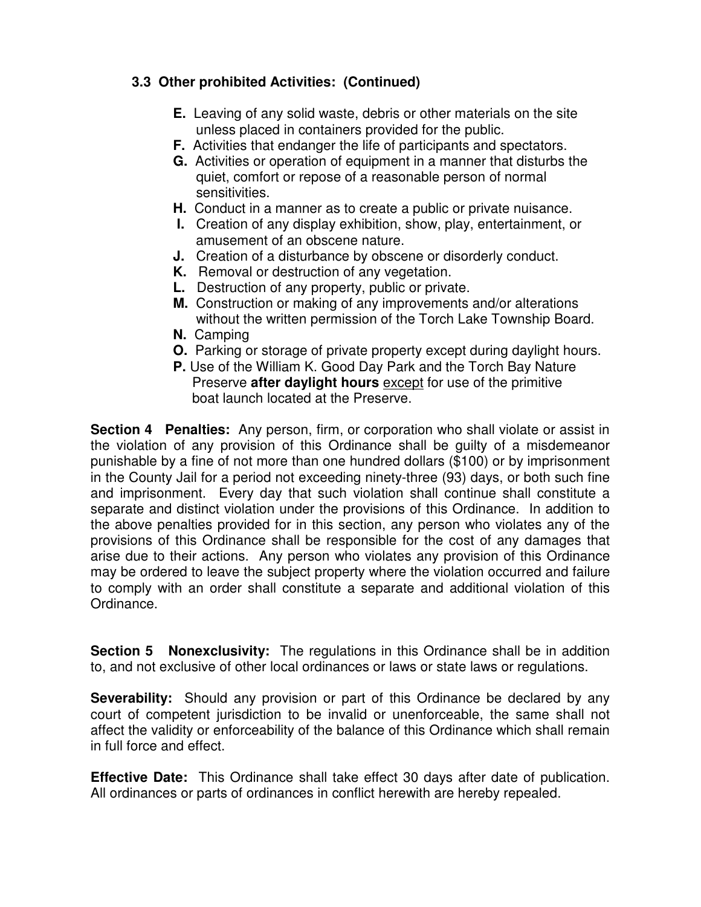### 3.3 Other prohibited Activities: (Continued)

- **E.** Leaving of any solid waste, debris or other materials on the site unless placed in containers provided for the public.
- **F.** Activities that endanger the life of participants and spectators.
- **G.** Activities or operation of equipment in a manner that disturbs the quiet, comfort or repose of a reasonable person of normal sensitivities.
- **H.** Conduct in a manner as to create a public or private nuisance.
- **I.** Creation of any display exhibition, show, play, entertainment, or amusement of an obscene nature.
- **J.** Creation of a disturbance by obscene or disorderly conduct.
- **K.** Removal or destruction of any vegetation.
- **L.** Destruction of any property, public or private.
- **M.** Construction or making of any improvements and/or alterations without the written permission of the Torch Lake Township Board.
- **N.** Camping
- **O.** Parking or storage of private property except during daylight hours.
- **P.** Use of the William K. Good Day Park and the Torch Bay Nature Preserve **after daylight hours** <u>except</u> for use of the primitive boat launch located at the Preserve.

**Section 4 Penalties:** Any person, firm, or corporation who shall violate or assist in the violation of any provision of this Ordinance shall be guilty of a misdemeanor punishable by a fine of not more than one hundred dollars ($100) or by imprisonment in the County Jail for a period not exceeding ninety-three (93) days, or both such fine and imprisonment. Every day that such violation shall continue shall constitute a separate and distinct violation under the provisions of this Ordinance. In addition to the above penalties provided for in this section, any person who violates any of the provisions of this Ordinance shall be responsible for the cost of any damages that arise due to their actions. Any person who violates any provision of this Ordinance may be ordered to leave the subject property where the violation occurred and failure to comply with an order shall constitute a separate and additional violation of this Ordinance.

**Section 5 Nonexclusivity:** The regulations in this Ordinance shall be in addition to, and not exclusive of other local ordinances or laws or state laws or regulations.

**Severability:** Should any provision or part of this Ordinance be declared by any court of competent jurisdiction to be invalid or unenforceable, the same shall not affect the validity or enforceability of the balance of this Ordinance which shall remain in full force and effect.

**Effective Date:** This Ordinance shall take effect 30 days after date of publication. All ordinances or parts of ordinances in conflict herewith are hereby repealed.